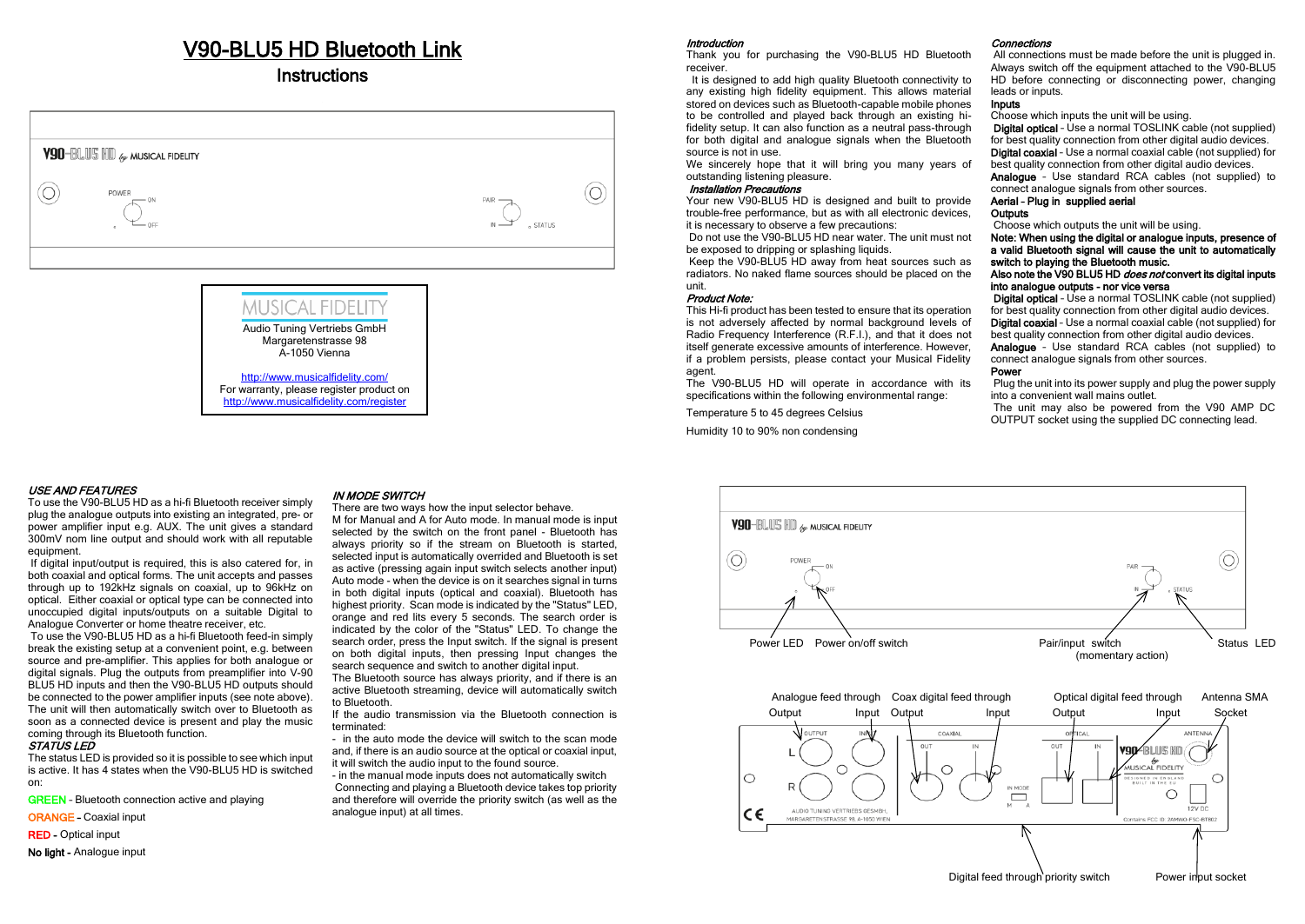# V90-BLU5 HD Bluetooth Link

## Instructions

V90-BLU5 HD by MUSICAL FIDELITY

POWER
ON
OFF

PAIR
IN
STATUS

MUSICAL FIDELITY
Audio Tuning Vertriebs GmbH
Margaretenstrasse 98
A-1050 Vienna

http://www.musicalfidelity.com/
For warranty, please register product on
http://www.musicalfidelity.com/register

### *Introduction*

Thank you for purchasing the V90-BLU5 HD Bluetooth receiver.

It is designed to add high quality Bluetooth connectivity to any existing high fidelity equipment. This allows material stored on devices such as Bluetooth-capable mobile phones to be controlled and played back through an existing hi-fidelity setup. It can also function as a neutral pass-through for both digital and analogue signals when the Bluetooth source is not in use.

We sincerely hope that it will bring you many years of outstanding listening pleasure.

### *Installation Precautions*

Your new V90-BLU5 HD is designed and built to provide trouble-free performance, but as with all electronic devices, it is necessary to observe a few precautions:

Do not use the V90-BLU5 HD near water. The unit must not be exposed to dripping or splashing liquids.

Keep the V90-BLU5 HD away from heat sources such as radiators. No naked flame sources should be placed on the unit.

### *Product Note:*

This Hi-fi product has been tested to ensure that its operation is not adversely affected by normal background levels of Radio Frequency Interference (R.F.I.), and that it does not itself generate excessive amounts of interference. However, if a problem persists, please contact your Musical Fidelity agent.

The V90-BLU5 HD will operate in accordance with its specifications within the following environmental range:

Temperature 5 to 45 degrees Celsius

Humidity 10 to 90% non condensing

### *Connections*

All connections must be made before the unit is plugged in. Always switch off the equipment attached to the V90-BLU5 HD before connecting or disconnecting power, changing leads or inputs.

**Inputs**

Choose which inputs the unit will be using.

**Digital optical** - Use a normal TOSLINK cable (not supplied) for best quality connection from other digital audio devices.

**Digital coaxial** - Use a normal coaxial cable (not supplied) for best quality connection from other digital audio devices.

**Analogue** - Use standard RCA cables (not supplied) to connect analogue signals from other sources.

**Aerial - Plug in supplied aerial**

**Outputs**

Choose which outputs the unit will be using.

**Note: When using the digital or analogue inputs, presence of a valid Bluetooth signal will cause the unit to automatically switch to playing the Bluetooth music.**

**Also note the V90 BLU5 HD *does not* convert its digital inputs into analogue outputs - nor vice versa**

**Digital optical** - Use a normal TOSLINK cable (not supplied) for best quality connection from other digital audio devices.

**Digital coaxial** - Use a normal coaxial cable (not supplied) for best quality connection from other digital audio devices.

**Analogue** - Use standard RCA cables (not supplied) to connect analogue signals from other sources.

**Power**

Plug the unit into its power supply and plug the power supply into a convenient wall mains outlet.

The unit may also be powered from the V90 AMP DC OUTPUT socket using the supplied DC connecting lead.

### *USE AND FEATURES*

To use the V90-BLU5 HD as a hi-fi Bluetooth receiver simply plug the analogue outputs into existing an integrated, pre- or power amplifier input e.g. AUX. The unit gives a standard 300mV nom line output and should work with all reputable equipment.

If digital input/output is required, this is also catered for, in both coaxial and optical forms. The unit accepts and passes through up to 192kHz signals on coaxial, up to 96kHz on optical. Either coaxial or optical type can be connected into unoccupied digital inputs/outputs on a suitable Digital to Analogue Converter or home theatre receiver, etc.

To use the V90-BLU5 HD as a hi-fi Bluetooth feed-in simply break the existing setup at a convenient point, e.g. between source and pre-amplifier. This applies for both analogue or digital signals. Plug the outputs from preamplifier into V-90 BLU5 HD inputs and then the V90-BLU5 HD outputs should be connected to the power amplifier inputs (see note above). The unit will then automatically switch over to Bluetooth as soon as a connected device is present and play the music coming through its Bluetooth function.

### *STATUS LED*

The status LED is provided so it is possible to see which input is active. It has 4 states when the V90-BLU5 HD is switched on:

**GREEN** - Bluetooth connection active and playing

**ORANGE** - Coaxial input

**RED** - Optical input

**No light** - Analogue input

### *IN MODE SWITCH*

There are two ways how the input selector behave.

M for Manual and A for Auto mode. In manual mode is input selected by the switch on the front panel - Bluetooth has always priority so if the stream on Bluetooth is started, selected input is automatically overrided and Bluetooth is set as active (pressing again input switch selects another input)

Auto mode - when the device is on it searches signal in turns in both digital inputs (optical and coaxial). Bluetooth has highest priority. Scan mode is indicated by the "Status" LED, orange and red lits every 5 seconds. The search order is indicated by the color of the "Status" LED. To change the search order, press the Input switch. If the signal is present on both digital inputs, then pressing Input changes the search sequence and switch to another digital input.

The Bluetooth source has always priority, and if there is an active Bluetooth streaming, device will automatically switch to Bluetooth.

If the audio transmission via the Bluetooth connection is terminated:

- in the auto mode the device will switch to the scan mode and, if there is an audio source at the optical or coaxial input, it will switch the audio input to the found source.
- in the manual mode inputs does not automatically switch

Connecting and playing a Bluetooth device takes top priority and therefore will override the priority switch (as well as the analogue input) at all times.

V90-BLU5 HD by MUSICAL FIDELITY

POWER
ON
OFF

PAIR
IN
STATUS

Power LED
Power on/off switch
Pair/input switch (momentary action)
Status LED

Analogue feed through Output Input
Coax digital feed through Output Input
Optical digital feed through Output Input
Antenna SMA Socket

OUTPUT
INPUT
L
R
COAXIAL
OUT IN
OPTICAL
OUT IN
ANTENNA
IN MODE
M A
12V DC
AUDIO TUNING VERTRIEBS GESMBH, MARGARETENSTRASSE 98, A-1050 WIEN
Contains FCC ID: 2AMWO-FSC-BT802
V90-BLU5 HD by MUSICAL FIDELITY
DESIGNED IN ENGLAND BUILT IN THE EU

Digital feed through priority switch
Power input socket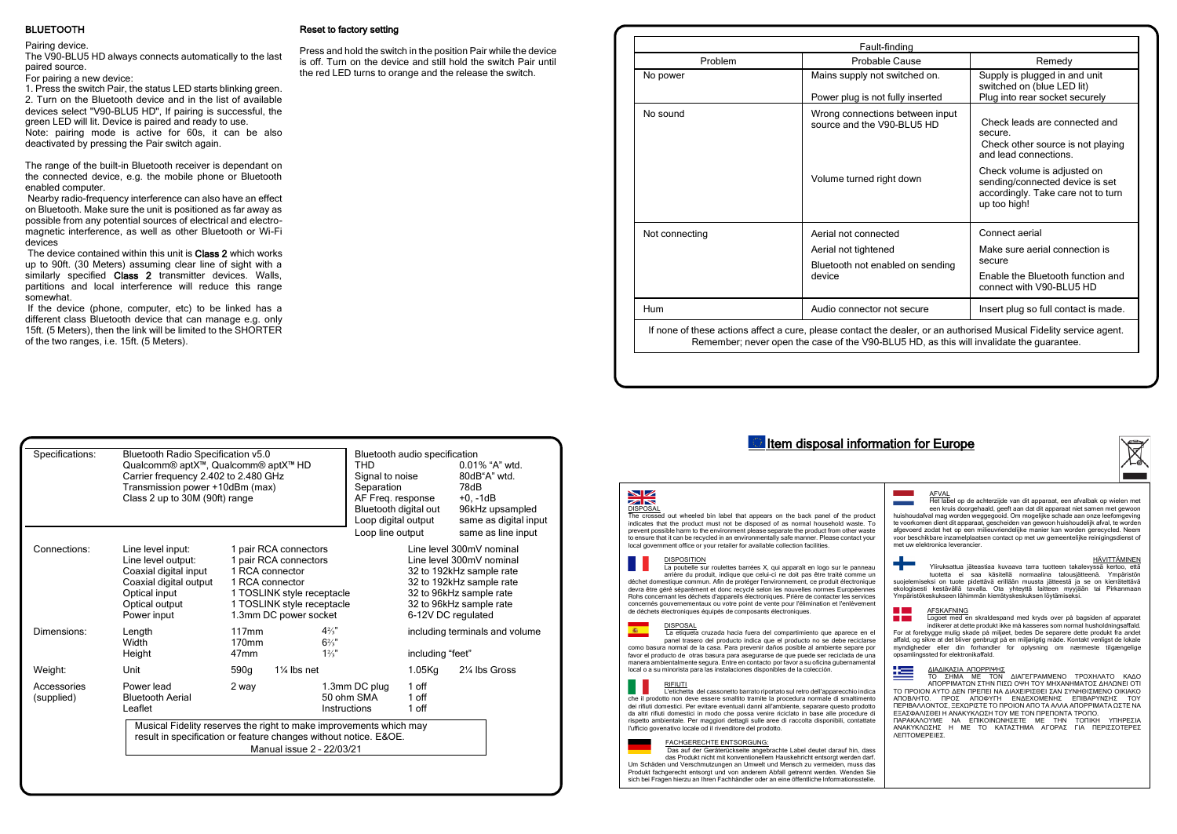## BLUETOOTH

Pairing device.

The V90-BLU5 HD always connects automatically to the last paired source.

For pairing a new device:

1. Press the switch Pair, the status LED starts blinking green.
2. Turn on the Bluetooth device and in the list of available devices select "V90-BLU5 HD", If pairing is successful, the green LED will lit. Device is paired and ready to use.

Note: pairing mode is active for 60s, it can be also deactivated by pressing the Pair switch again.

The range of the built-in Bluetooth receiver is dependant on the connected device, e.g. the mobile phone or Bluetooth enabled computer.

Nearby radio-frequency interference can also have an effect on Bluetooth. Make sure the unit is positioned as far away as possible from any potential sources of electrical and electro-magnetic interference, as well as other Bluetooth or Wi-Fi devices

The device contained within this unit is **Class 2** which works up to 90ft. (30 Meters) assuming clear line of sight with a similarly specified **Class 2** transmitter devices. Walls, partitions and local interference will reduce this range somewhat.

If the device (phone, computer, etc) to be linked has a different class Bluetooth device that can manage e.g. only 15ft. (5 Meters), then the link will be limited to the SHORTER of the two ranges, i.e. 15ft. (5 Meters).

### Reset to factory setting

Press and hold the switch in the position Pair while the device is off. Turn on the device and still hold the switch Pair until the red LED turns to orange and the release the switch.

### Fault-finding

| Problem | Probable Cause | Remedy |
|---|---|---|
| No power | Mains supply not switched on. | Supply is plugged in and unit switched on (blue LED lit) |
| | Power plug is not fully inserted | Plug into rear socket securely |
| No sound | Wrong connections between input source and the V90-BLU5 HD | Check leads are connected and secure. Check other source is not playing and lead connections. |
| | Volume turned right down | Check volume is adjusted on sending/connected device is set accordingly. Take care not to turn up too high! |
| Not connecting | Aerial not connected | Connect aerial |
| | Aerial not tightened | Make sure aerial connection is secure |
| | Bluetooth not enabled on sending device | Enable the Bluetooth function and connect with V90-BLU5 HD |
| Hum | Audio connector not secure | Insert plug so full contact is made. |

If none of these actions affect a cure, please contact the dealer, or an authorised Musical Fidelity service agent. Remember; never open the case of the V90-BLU5 HD, as this will invalidate the guarantee.

### Specifications

| | | | | |
|---|---|---|---|---|
| Specifications: | Bluetooth Radio Specification v5.0<br>Qualcomm® aptX™, Qualcomm® aptX™ HD<br>Carrier frequency 2.402 to 2.480 GHz<br>Transmission power +10dBm (max)<br>Class 2 up to 30M (90ft) range | | Bluetooth audio specification | |
| | | | THD | 0.01% "A" wtd. |
| | | | Signal to noise | 80dB"A" wtd. |
| | | | Separation | 78dB |
| | | | AF Freq. response | +0, -1dB |
| | | | Bluetooth digital out | 96kHz upsampled |
| | | | Loop digital output | same as digital input |
| | | | Loop line output | same as line input |

| | | | | |
|---|---|---|---|---|
| Connections: | Line level input: | 1 pair RCA connectors | Line level 300mV nominal | |
| | Line level output: | 1 pair RCA connectors | Line level 300mV nominal | |
| | Coaxial digital input | 1 RCA connector | 32 to 192kHz sample rate | |
| | Coaxial digital output | 1 RCA connector | 32 to 192kHz sample rate | |
| | Optical input | 1 TOSLINK style receptacle | 32 to 96kHz sample rate | |
| | Optical output | 1 TOSLINK style receptacle | 32 to 96kHz sample rate | |
| | Power input | 1.3mm DC power socket | 6-12V DC regulated | |
| Dimensions: | Length | 117mm | 4⅔" | including terminals and volume |
| | Width | 170mm | 6⅔" | |
| | Height | 47mm | 1⅔" | including "feet" |
| Weight: | Unit | 590g | 1¼ lbs net | 1.05Kg 2¼ lbs Gross |
| Accessories (supplied) | Power lead | 2 way | 1.3mm DC plug | 1 off |
| | Bluetooth Aerial | | 50 ohm SMA | 1 off |
| | Leaflet | | Instructions | 1 off |

Musical Fidelity reserves the right to make improvements which may result in specification or feature changes without notice. E&OE.

Manual issue 2 - 22/03/21

## Item disposal information for Europe

**DISPOSAL**

The crossed out wheeled bin label that appears on the back panel of the product indicates that the product must not be disposed of as normal household waste. To prevent possible harm to the environment please separate the product from other waste to ensure that it can be recycled in an environmentally safe manner. Please contact your local government office or your retailer for collection facilities.

**DISPOSITION**

La poubelle sur roulettes barrées X, qui apparaît en logo sur le panneau arrière du produit, indique que celui-ci ne doit pas être traité comme un déchet domestique commun. Afin de protéger l'environnement, ce produit électronique devra être géré séparément et donc recyclé selon les nouvelles normes Européennes Rohs concernant les déchets d'appareils électroniques. Prière de contacter les services concernés gouvernementaux ou votre point de vente pour l'élimination et l'enlèvement de déchets électroniques équipés de composants électroniques.

**DISPOSAL**

La etiqueta cruzada hacia fuera del compartimiento que aparece en el panel trasero del producto indica que el producto no se debe reciclarse como basura normal de la casa. Para prevenir daños posible al ambiente separe por favor el producto de otras basura para asegurarse de que puede ser reciclada de una manera ambientalmente segura. Entre en contacto por favor a su oficina gubernamental local o a su minorista para las instalaciones disponibles de la colección.

**RIFIUTI**

L'etichetta del cassonetto barrato riportato sul retro dell'apparecchio indica che il prodotto non deve essere smaltito tramite la procedura normale di smaltimento dei rifiuti domestici. Per evitare eventuali danni all'ambiente, separare questo prodotto da altri rifiuti domestici in modo che possa venire riciclato in base alle procedure di rispetto ambientale. Per maggiori dettagli sulle aree di raccolta disponibili, contattare l'ufficio govenativo locale od il rivenditore del prodotto.

**FACHGERECHTE ENTSORGUNG:**

Das auf der Geräterückseite angebrachte Label deutet darauf hin, dass das Produkt nicht mit konventionellem Hauskehricht entsorgt werden darf. Um Schäden und Verschmutzungen an Umwelt und Mensch zu vermeiden, muss das Produkt fachgerecht entsorgt und von anderem Abfall getrennt werden. Wenden Sie sich bei Fragen hierzu an Ihren Fachhändler oder an eine öffentliche Informationsstelle.

**AFVAL**

Het label op de achterzijde van dit apparaat, een afvalbak op wielen met een kruis doorgehaald, geeft aan dat dit apparaat niet samen met gewoon huishoudafval mag worden weggegooid. Om mogelijke schade aan onze leefomgeving te voorkomen dient dit apparaat, gescheiden van gewoon huishoudelijk afval, te worden afgevoerd zodat het op een milieuvriendelijke manier kan worden gerecycled. Neem voor beschikbare inzamelplaatsen contact op met uw gemeentelijke reinigingsdienst of met uw elektronica leverancier.

**HÄVITTÄMINEN**

Yliruksattua jäteastiaa kuvaava tarra tuotteen takalevyssä kertoo, että tuotetta ei saa käsitellä normaalina talousjätteenä. Ympäristön suojelemiseksi on tuote pidettävä erillään muusta jätteestä ja se on kierrätettävä ekologisesti kestävällä tavalla. Ota yhteyttä laitteen myyjään tai Pirkanmaan Ympäristökeskukseen lähimmän kierrätyskeskuksen löytämiseksi.

**AFSKAFNING**

Logoet med en skraldespand med kryds over på bagsiden af apparatet indikerer at dette produkt ikke må kasseres som normal husholdningsaffald. For at forebygge mulig skade på miljøet, bedes De separere dette produkt fra andet affald, og sikre at det bliver genbrugt på en miljørigtig måde. Kontakt venligst de lokale myndigheder eller din forhandler for oplysning om nærmeste tilgængelige opsamlingssted for elektronikaffald.

**ΔΙΑΔΙΚΑΣΙΑ ΑΠΟΡΡΙΨΗΣ**

ΤΟ ΣΗΜΑ ΜΕ ΤΟΝ ΔΙΑΓΕΓΡΑΜΜΕΝΟ ΤΡΟΧΗΛΑΤΟ ΚΑΔΟ ΑΠΟΡΡΙΜΑΤΩΝ ΣΤΗΝ ΠΙΣΩ ΟΨΗ ΤΟΥ ΜΗΧΑΝΗΜΑΤΟΣ ΔΗΛΩΝΕΙ ΟΤΙ ΤΟ ΠΡΟΙΟΝ ΑΥΤΟ ΔΕΝ ΠΡΕΠΕΙ ΝΑ ΔΙΑΧΕΙΡΙΣΘΕΙ ΣΑΝ ΣΥΝΗΘΙΣΜΕΝΟ ΟΙΚΙΑΚΟ ΑΠΟΒΛΗΤΟ. ΠΡΟΣ ΑΠΟΦΥΓΗ ΕΝΔΕΧΟΜΕΝΗΣ ΕΠΙΒΑΡΥΝΣΗΣ ΤΟΥ ΠΕΡΙΒΑΛΛΟΝΤΟΣ, ΞΕΧΩΡΙΣΤΕ ΤΟ ΠΡΟΙΟΝ ΑΠΟ ΤΑ ΑΛΛΑ ΑΠΟΡΡΙΜΑΤΑ ΩΣΤΕ ΝΑ ΕΞΑΣΦΑΛΙΣΘΕΙ Η ΑΝΑΚΥΚΛΩΣΗ ΤΟΥ ΜΕ ΤΟΝ ΠΡΕΠΟΝΤΑ ΤΡΟΠΟ. ΠΑΡΑΚΑΛΟΥΜΕ ΝΑ ΕΠΙΚΟΙΝΩΝΗΣΕΤΕ ΜΕ ΤΗΝ ΤΟΠΙΚΗ ΥΠΗΡΕΣΙΑ ΑΝΑΚΥΚΛΩΣΗΣ Η ΜΕ ΤΟ ΚΑΤΑΣΤΗΜΑ ΑΓΟΡΑΣ ΓΙΑ ΠΕΡΙΣΣΟΤΕΡΕΣ ΛΕΠΤΟΜΕΡΕΙΕΣ.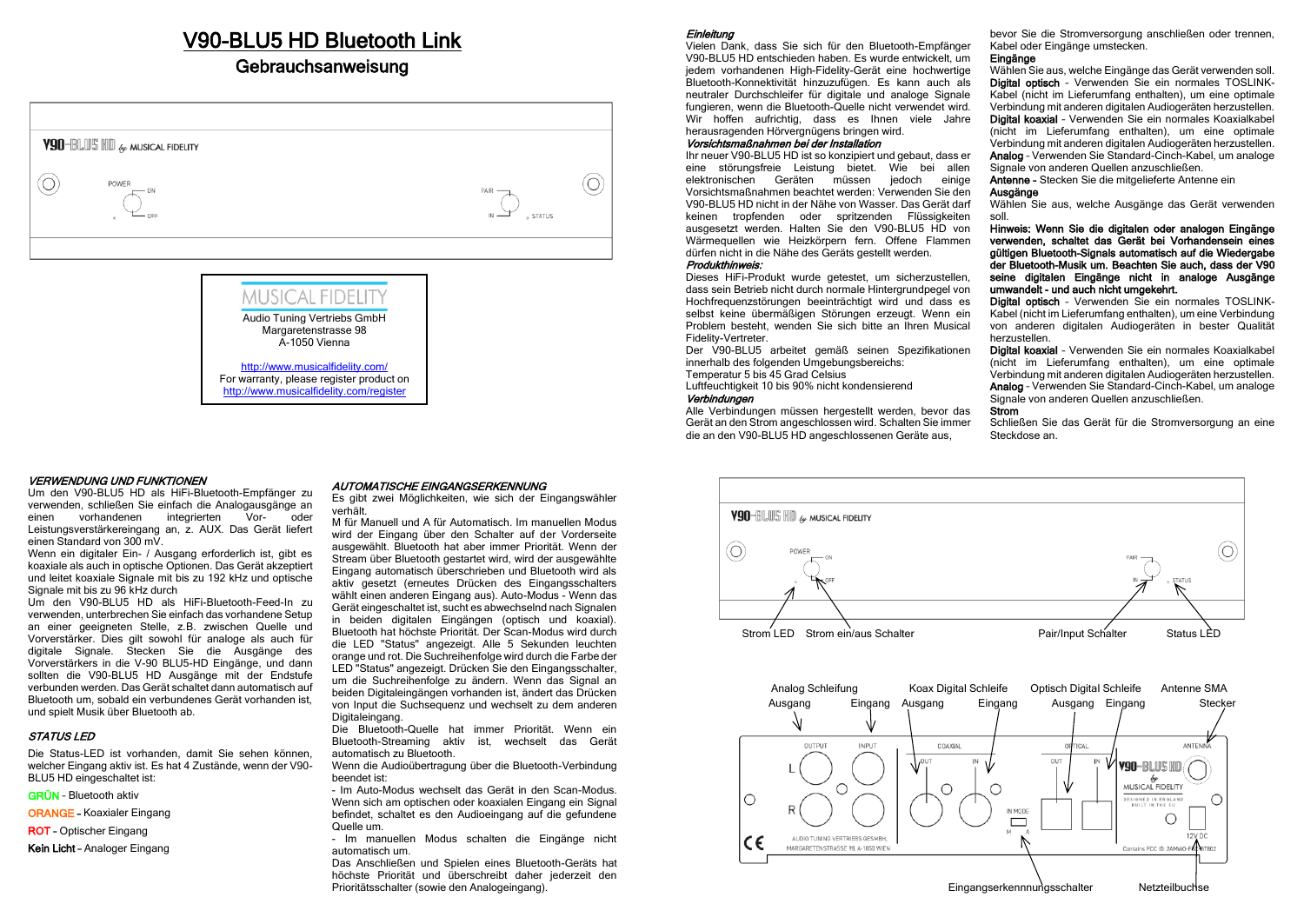# V90-BLU5 HD Bluetooth Link

## Gebrauchsanweisung

V90-BLU5 HD by MUSICAL FIDELITY

POWER ON OFF PAIR IN STATUS

MUSICAL FIDELITY
Audio Tuning Vertriebs GmbH
Margaretenstrasse 98
A-1050 Vienna

http://www.musicalfidelity.com/
For warranty, please register product on
http://www.musicalfidelity.com/register

*Einleitung*

Vielen Dank, dass Sie sich für den Bluetooth-Empfänger V90-BLU5 HD entschieden haben. Es wurde entwickelt, um jedem vorhandenen High-Fidelity-Gerät eine hochwertige Bluetooth-Konnektivität hinzuzufügen. Es kann auch als neutraler Durchschleifer für digitale und analoge Signale fungieren, wenn die Bluetooth-Quelle nicht verwendet wird. Wir hoffen aufrichtig, dass es Ihnen viele Jahre herausragenden Hörvergnügens bringen wird.

*Vorsichtsmaßnahmen bei der Installation*

Ihr neuer V90-BLU5 HD ist so konzipiert und gebaut, dass er eine störungsfreie Leistung bietet. Wie bei allen elektronischen Geräten müssen jedoch einige Vorsichtsmaßnahmen beachtet werden: Verwenden Sie den V90-BLU5 HD nicht in der Nähe von Wasser. Das Gerät darf keinen tropfenden oder spritzenden Flüssigkeiten ausgesetzt werden. Halten Sie den V90-BLU5 HD von Wärmequellen wie Heizkörpern fern. Offene Flammen dürfen nicht in die Nähe des Geräts gestellt werden.

*Produkthinweis:*

Dieses HiFi-Produkt wurde getestet, um sicherzustellen, dass sein Betrieb nicht durch normale Hintergrundpegel von Hochfrequenzstörungen beeinträchtigt wird und dass es selbst keine übermäßigen Störungen erzeugt. Wenn ein Problem besteht, wenden Sie sich bitte an Ihren Musical Fidelity-Vertreter.

Der V90-BLU5 arbeitet gemäß seinen Spezifikationen innerhalb des folgenden Umgebungsbereichs:
Temperatur 5 bis 45 Grad Celsius
Luftfeuchtigkeit 10 bis 90% nicht kondensierend

*Verbindungen*

Alle Verbindungen müssen hergestellt werden, bevor das Gerät an den Strom angeschlossen wird. Schalten Sie immer die an den V90-BLU5 HD angeschlossenen Geräte aus, bevor Sie die Stromversorgung anschließen oder trennen, Kabel oder Eingänge umstecken.

**Eingänge**

Wählen Sie aus, welche Eingänge das Gerät verwenden soll.

**Digital optisch** - Verwenden Sie ein normales TOSLINK-Kabel (nicht im Lieferumfang enthalten), um eine optimale Verbindung mit anderen digitalen Audiogeräten herzustellen.
**Digital koaxial** - Verwenden Sie ein normales Koaxialkabel (nicht im Lieferumfang enthalten), um eine optimale Verbindung mit anderen digitalen Audiogeräten herzustellen.
**Analog** - Verwenden Sie Standard-Cinch-Kabel, um analoge Signale von anderen Quellen anzuschließen.
**Antenne** - Stecken Sie die mitgelieferte Antenne ein

**Ausgänge**

Wählen Sie aus, welche Ausgänge das Gerät verwenden soll.

**Hinweis: Wenn Sie die digitalen oder analogen Eingänge verwenden, schaltet das Gerät bei Vorhandensein eines gültigen Bluetooth-Signals automatisch auf die Wiedergabe der Bluetooth-Musik um. Beachten Sie auch, dass der V90 seine digitalen Eingänge nicht in analoge Ausgänge umwandelt - und auch nicht umgekehrt.**

**Digital optisch** - Verwenden Sie ein normales TOSLINK-Kabel (nicht im Lieferumfang enthalten), um eine Verbindung von anderen digitalen Audiogeräten in bester Qualität herzustellen.
**Digital koaxial** - Verwenden Sie ein normales Koaxialkabel (nicht im Lieferumfang enthalten), um eine optimale Verbindung mit anderen digitalen Audiogeräten herzustellen.
**Analog** - Verwenden Sie Standard-Cinch-Kabel, um analoge Signale von anderen Quellen anzuschließen.

**Strom**

Schließen Sie das Gerät für die Stromversorgung an eine Steckdose an.

*VERWENDUNG UND FUNKTIONEN*

Um den V90-BLU5 HD als HiFi-Bluetooth-Empfänger zu verwenden, schließen Sie einfach die Analogausgänge an einen vorhandenen integrierten Vor- oder Leistungsverstärkereingang an, z. AUX. Das Gerät liefert einen Standard von 300 mV.

Wenn ein digitaler Ein- / Ausgang erforderlich ist, gibt es koaxiale als auch in optische Optionen. Das Gerät akzeptiert und leitet koaxiale Signale mit bis zu 192 kHz und optische Signale mit bis zu 96 kHz durch

Um den V90-BLU5 HD als HiFi-Bluetooth-Feed-In zu verwenden, unterbrechen Sie einfach das vorhandene Setup an einer geeigneten Stelle, z.B. zwischen Quelle und Vorverstärker. Dies gilt sowohl für analoge als auch für digitale Signale. Stecken Sie die Ausgänge des Vorverstärkers in die V-90 BLU5-HD Eingänge, und dann sollten die V90-BLU5 HD Ausgänge mit der Endstufe verbunden werden. Das Gerät schaltet dann automatisch auf Bluetooth um, sobald ein verbundenes Gerät vorhanden ist, und spielt Musik über Bluetooth ab.

*STATUS LED*

Die Status-LED ist vorhanden, damit Sie sehen können, welcher Eingang aktiv ist. Es hat 4 Zustände, wenn der V90-BLU5 HD eingeschaltet ist:

**GRÜN** - Bluetooth aktiv
**ORANGE** – Koaxialer Eingang
**ROT** – Optischer Eingang
**Kein Licht** – Analoger Eingang

*AUTOMATISCHE EINGANGSERKENNUNG*

Es gibt zwei Möglichkeiten, wie sich der Eingangswähler verhält.

M für Manuell und A für Automatisch. Im manuellen Modus wird der Eingang über den Schalter auf der Vorderseite ausgewählt. Bluetooth hat aber immer Priorität. Wenn der Stream über Bluetooth gestartet wird, wird der ausgewählte Eingang automatisch überschrieben und Bluetooth wird als aktiv gesetzt (erneutes Drücken des Eingangsschalters wählt einen anderen Eingang aus). Auto-Modus - Wenn das Gerät eingeschaltet ist, sucht es abwechselnd nach Signalen in beiden digitalen Eingängen (optisch und koaxial). Bluetooth hat höchste Priorität. Der Scan-Modus wird durch die LED "Status" angezeigt. Alle 5 Sekunden leuchten orange und rot. Die Suchreihenfolge wird durch die Farbe der LED "Status" angezeigt. Drücken Sie den Eingangsschalter, um die Suchreihenfolge zu ändern. Wenn das Signal an beiden Digitaleingängen vorhanden ist, ändert das Drücken von Input die Suchsequenz und wechselt zum anderen Digitaleingang.

Die Bluetooth-Quelle hat immer Priorität. Wenn ein Bluetooth-Streaming aktiv ist, wechselt das Gerät automatisch zu Bluetooth.

Wenn die Audioübertragung über die Bluetooth-Verbindung beendet ist:

- Im Auto-Modus wechselt das Gerät in den Scan-Modus. Wenn sich am optischen oder koaxialen Eingang ein Signal befindet, schaltet es den Audioeingang auf die gefundene Quelle um.
- Im manuellen Modus schalten die Eingänge nicht automatisch um.

Das Anschließen und Spielen eines Bluetooth-Geräts hat höchste Priorität und überschreibt daher jederzeit den Prioritätsschalter (sowie den Analogeingang).

Strom LED — Strom ein/aus Schalter — Pair/Input Schalter — Status LED

Analog Schleifung (Ausgang, Eingang) — Koax Digital Schleife (Ausgang, Eingang) — Optisch Digital Schleife (Ausgang, Eingang) — Antenne SMA Stecker

Eingangserkennnungsschalter — Netzteilbuchse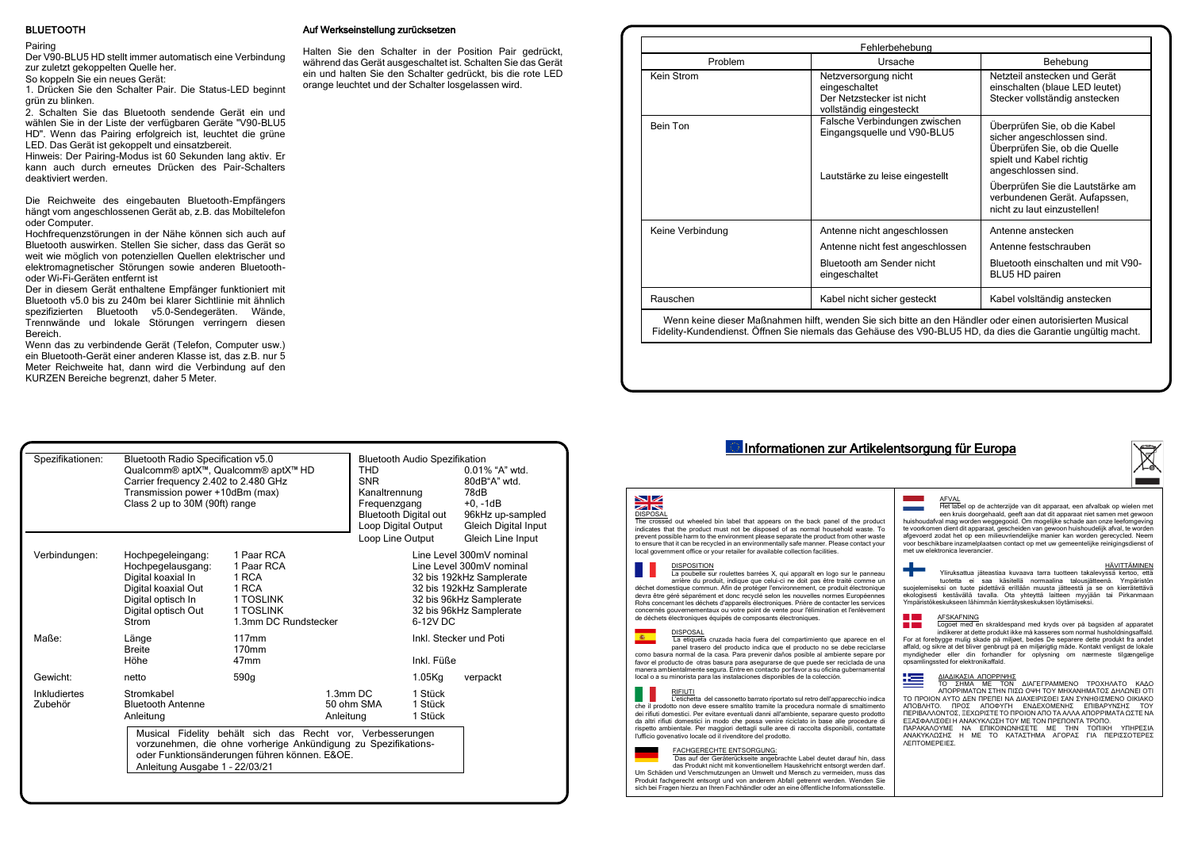## BLUETOOTH

Pairing

Der V90-BLU5 HD stellt immer automatisch eine Verbindung zur zuletzt gekoppelten Quelle her.

So koppeln Sie ein neues Gerät:

1. Drücken Sie den Schalter Pair. Die Status-LED beginnt grün zu blinken.
2. Schalten Sie das Bluetooth sendende Gerät ein und wählen Sie in der Liste der verfügbaren Geräte "V90-BLU5 HD". Wenn das Pairing erfolgreich ist, leuchtet die grüne LED. Das Gerät ist gekoppelt und einsatzbereit.

Hinweis: Der Pairing-Modus ist 60 Sekunden lang aktiv. Er kann auch durch erneutes Drücken des Pair-Schalters deaktiviert werden.

Die Reichweite des eingebauten Bluetooth-Empfängers hängt vom angeschlossenen Gerät ab, z.B. das Mobiltelefon oder Computer.

Hochfrequenzstörungen in der Nähe können sich auch auf Bluetooth auswirken. Stellen Sie sicher, dass das Gerät so weit wie möglich von potenziellen Quellen elektrischer und elektromagnetischer Störungen sowie anderen Bluetooth- oder Wi-Fi-Geräten entfernt ist

Der in diesem Gerät enthaltene Empfänger funktioniert mit Bluetooth v5.0 bis zu 240m bei klarer Sichtlinie mit ähnlich spezifizierten Bluetooth v5.0-Sendegeräten. Wände, Trennwände und lokale Störungen verringern diesen Bereich.

Wenn das zu verbindende Gerät (Telefon, Computer usw.) ein Bluetooth-Gerät einer anderen Klasse ist, das z.B. nur 5 Meter Reichweite hat, dann wird die Verbindung auf den KURZEN Bereiche begrenzt, daher 5 Meter.

## Auf Werkseinstellung zurücksetzen

Halten Sie den Schalter in der Position Pair gedrückt, während das Gerät ausgeschaltet ist. Schalten Sie das Gerät ein und halten Sie den Schalter gedrückt, bis die rote LED orange leuchtet und der Schalter losgelassen wird.

## Fehlerbehebung

| Problem | Ursache | Behebung |
|---|---|---|
| Kein Strom | Netzversorgung nicht eingeschaltet<br>Der Netzstecker ist nicht vollständig eingesteckt | Netzteil anstecken und Gerät einschalten (blaue LED leutet)<br>Stecker vollständig anstecken |
| Bein Ton | Falsche Verbindungen zwischen Eingangsquelle und V90-BLU5 | Überprüfen Sie, ob die Kabel sicher angeschlossen sind. Überprüfen Sie, ob die Quelle spielt und Kabel richtig angeschlossen sind. |
| | Lautstärke zu leise eingestellt | Überprüfen Sie die Lautstärke am verbundenen Gerät. Aufapssen, nicht zu laut einzustellen! |
| Keine Verbindung | Antenne nicht angeschlossen | Antenne anstecken |
| | Antenne nicht fest angeschlossen | Antenne festschrauben |
| | Bluetooth am Sender nicht eingeschaltet | Bluetooth einschalten und mit V90-BLU5 HD pairen |
| Rauschen | Kabel nicht sicher gesteckt | Kabel volsltändig anstecken |

Wenn keine dieser Maßnahmen hilft, wenden Sie sich bitte an den Händler oder einen autorisierten Musical Fidelity-Kundendienst. Öffnen Sie niemals das Gehäuse des V90-BLU5 HD, da dies die Garantie ungültig macht.

| | | | | |
|---|---|---|---|---|
| Spezifikationen: | Bluetooth Radio Specification v5.0<br>Qualcomm® aptX™, Qualcomm® aptX™ HD<br>Carrier frequency 2.402 to 2.480 GHz<br>Transmission power +10dBm (max)<br>Class 2 up to 30M (90ft) range | | Bluetooth Audio Spezifikation<br>THD<br>SNR<br>Kanaltrennung<br>Frequenzgang<br>Bluetooth Digital out<br>Loop Digital Output<br>Loop Line Output | <br>0.01% "A" wtd.<br>80dB"A" wtd.<br>78dB<br>+0, -1dB<br>96kHz up-sampled<br>Gleich Digital Input<br>Gleich Line Input |
| Verbindungen: | Hochpegeleingang:<br>Hochpegelausgang:<br>Digital koaxial In<br>Digital koaxial Out<br>Digital optisch In<br>Digital optisch Out<br>Strom | 1 Paar RCA<br>1 Paar RCA<br>1 RCA<br>1 RCA<br>1 TOSLINK<br>1 TOSLINK<br>1.3mm DC Rundstecker | Line Level 300mV nominal<br>Line Level 300mV nominal<br>32 bis 192kHz Samplerate<br>32 bis 192kHz Samplerate<br>32 bis 96kHz Samplerate<br>32 bis 96kHz Samplerate<br>6-12V DC | |
| Maße: | Länge<br>Breite<br>Höhe | 117mm<br>170mm<br>47mm | Inkl. Stecker und Poti<br><br>Inkl. Füße | |
| Gewicht: | netto | 590g | 1.05Kg | verpackt |
| Inkludiertes Zubehör | Stromkabel<br>Bluetooth Antenne<br>Anleitung | 1.3mm DC<br>50 ohm SMA<br>Anleitung | 1 Stück<br>1 Stück<br>1 Stück | |

Musical Fidelity behält sich das Recht vor, Verbesserungen vorzunehmen, die ohne vorherige Ankündigung zu Spezifikations- oder Funktionsänderungen führen können. E&OE.

Anleitung Ausgabe 1 - 22/03/21

## Informationen zur Artikelentsorgung für Europa

**DISPOSAL**
The crossed out wheeled bin label that appears on the back panel of the product indicates that the product must not be disposed of as normal household waste. To prevent possible harm to the environment please separate the product from other waste to ensure that it can be recycled in an environmentally safe manner. Please contact your local government office or your retailer for available collection facilities.

**DISPOSITION**
La poubelle sur roulettes barrées X, qui apparaît en logo sur le panneau arrière du produit, indique que celui-ci ne doit pas être traité comme un déchet domestique commun. Afin de protéger l'environnement, ce produit électronique devra être géré séparément et donc recyclé selon les nouvelles normes Européennes Rohs concernant les déchets d'appareils électroniques. Prière de contacter les services concernés gouvernementaux ou votre point de vente pour l'élimination et l'enlèvement de déchets électroniques équipés de composants électroniques.

**DISPOSAL**
La etiqueta cruzada hacia fuera del compartimiento que aparece en el panel trasero del producto indica que el producto no se debe reciclarse como basura normal de la casa. Para prevenir daños posible al ambiente separe por favor el producto de otras basura para asegurarse de que puede ser reciclada de una manera ambientalmente segura. Entre en contacto por favor a su oficina gubernamental local o a su minorista para las instalaciones disponibles de la colección.

**RIFIUTI**
L'etichetta del cassonetto barrato riportato sul retro dell'apparecchio indica che il prodotto non deve essere smaltito tramite la procedura normale di smaltimento dei rifiuti domestici. Per evitare eventuali danni all'ambiente, separare questo prodotto da altri rifiuti domestici in modo che possa venire riciclato in base alle procedure di rispetto ambientale. Per maggiori dettagli sulle aree di raccolta disponibili, contattate l'ufficio govenativo locale od il rivenditore del prodotto.

**FACHGERECHTE ENTSORGUNG:**
Das auf der Geräterückseite angebrachte Label deutet darauf hin, dass das Produkt nicht mit konventionellem Hauskehricht entsorgt werden darf. Um Schäden und Verschmutzungen an Umwelt und Mensch zu vermeiden, muss das Produkt fachgerecht entsorgt und von anderem Abfall getrennt werden. Wenden Sie sich bei Fragen hierzu an Ihren Fachhändler oder an eine öffentliche Informationsstelle.

**AFVAL**
Het label op de achterzijde van dit apparaat, een afvalbak op wielen met een kruis doorgehaald, geeft aan dat dit apparaat niet samen met gewoon huishoudafval mag worden weggegooid. Om mogelijke schade aan onze leefomgeving te voorkomen dient dit apparaat, gescheiden van gewoon huishoudelijk afval, te worden afgevoerd zodat het op een milieuvriendelijke manier kan worden gerecycled. Neem voor beschikbare inzamelplaatsen contact op met uw gemeentelijke reinigingsdienst of met uw elektronica leverancier.

**HÄVITTÄMINEN**
Yliruksattua jäteastiaa kuvaava tarra tuotteen takalevyssä kertoo, että tuotetta ei saa käsitellä normaalina talousjätteenä. Ympäristön suojelemiseksi on tuote pidettävä erillään muusta jätteestä ja se on kierrätettävä ekologisesti kestävällä tavalla. Ota yhteyttä laitteen myyjään tai Pirkanmaan Ympäristökeskukseen lähimmän kierrätyskeskuksen löytämiseksi.

**AFSKAFNING**
Logoet med en skraldespand med kryds over på bagsiden af apparatet indikerer at dette produkt ikke må kasseres som normal husholdningsaffald. For at forebygge mulig skade på miljøet, bedes De separere dette produkt fra andet affald, og sikre at det bliver genbrugt på en miljørigtig måde. Kontakt venligst de lokale myndigheder eller din forhandler for oplysning om nærmeste tilgængelige opsamlingssted for elektronikaffald.

**ΔΙΑΔΙΚΑΣΙΑ ΑΠΟΡΡΙΨΗΣ**
ΤΟ ΣΗΜΑ ΜΕ ΤΟΝ ΔΙΑΓΕΓΡΑΜΜΕΝΟ ΤΡΟΧΗΛΑΤΟ ΚΑΔΟ ΑΠΟΡΡΙΜΑΤΩΝ ΣΤΗΝ ΠΙΣΩ ΟΨΗ ΤΟΥ ΜΗΧΑΝΗΜΑΤΟΣ ΔΗΛΩΝΕΙ ΟΤΙ ΤΟ ΠΡΟΙΟΝ ΑΥΤΟ ΔΕΝ ΠΡΕΠΕΙ ΝΑ ΔΙΑΧΕΙΡΙΣΘΕΙ ΣΑΝ ΣΥΝΗΘΙΣΜΕΝΟ ΟΙΚΙΑΚΟ ΑΠΟΒΛΗΤΟ. ΠΡΟΣ ΑΠΟΦΥΓΗ ΕΝΔΕΧΟΜΕΝΗΣ ΕΠΙΒΑΡΥΝΣΗΣ ΤΟΥ ΠΕΡΙΒΑΛΛΟΝΤΟΣ, ΞΕΧΩΡΙΣΤΕ ΤΟ ΠΡΟΙΟΝ ΑΠΟ ΤΑ ΑΛΛΑ ΑΠΟΡΡΙΜΑΤΑ ΩΣΤΕ ΝΑ ΕΞΑΣΦΑΛΙΣΘΕΙ Η ΑΝΑΚΥΚΛΩΣΗ ΤΟΥ ΜΕ ΤΟΝ ΠΡΕΠΟΝΤΑ ΤΡΟΠΟ. ΠΑΡΑΚΑΛΟΥΜΕ ΝΑ ΕΠΙΚΟΙΝΩΝΗΣΕΤΕ ΜΕ ΤΗΝ ΤΟΠΙΚΗ ΥΠΗΡΕΣΙΑ ΑΝΑΚΥΚΛΩΣΗΣ Η ΜΕ ΤΟ ΚΑΤΑΣΤΗΜΑ ΑΓΟΡΑΣ ΓΙΑ ΠΕΡΙΣΣΟΤΕΡΕΣ ΛΕΠΤΟΜΕΡΕΙΕΣ.